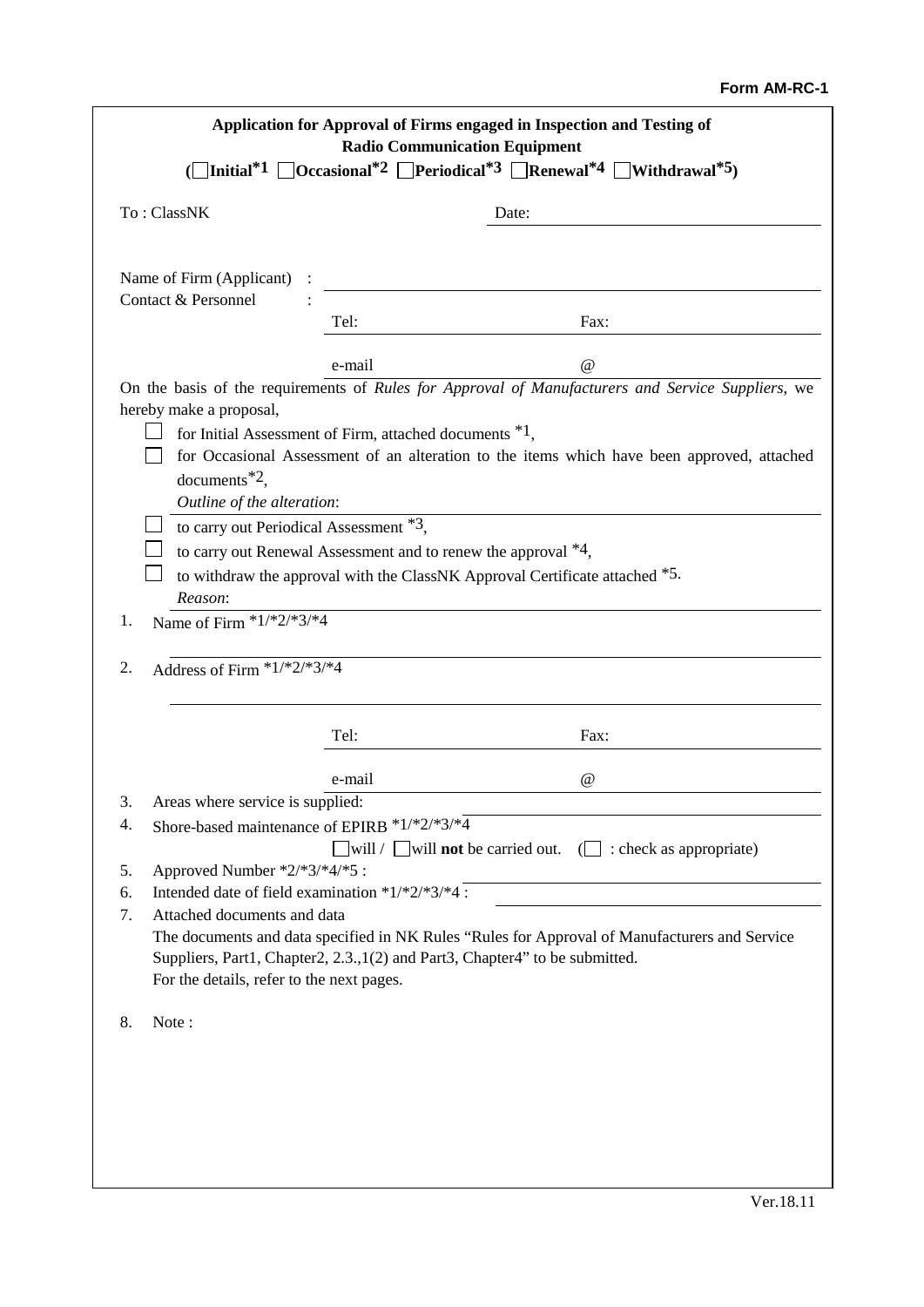**Form AM-RC-1**

**Application for Approval of Firms engaged in Inspection and Testing of Radio Communication Equipment**

**(☐Initial\*1 ☐Occasional\*2 ☐Periodical\*3 ☐Renewal\*4 ☐Withdrawal\*5)**

To : ClassNK Date: \_\_\_\_\_\_\_\_\_\_\_\_\_\_\_\_

Name of Firm (Applicant) : \_\_\_\_\_\_\_\_\_\_\_\_\_\_\_\_

Contact & Personnel :

Tel: \_\_\_\_\_\_\_\_ Fax: \_\_\_\_\_\_\_\_

e-mail \_\_\_\_\_\_\_\_ @ \_\_\_\_\_\_\_\_

On the basis of the requirements of *Rules for Approval of Manufacturers and Service Suppliers*, we hereby make a proposal,

- ☐ for Initial Assessment of Firm, attached documents \*1,
- ☐ for Occasional Assessment of an alteration to the items which have been approved, attached documents\*2,
  *Outline of the alteration*: \_\_\_\_\_\_\_\_\_\_\_\_\_\_\_\_
- ☐ to carry out Periodical Assessment \*3,
- ☐ to carry out Renewal Assessment and to renew the approval \*4,
- ☐ to withdraw the approval with the ClassNK Approval Certificate attached \*5.
  *Reason*: \_\_\_\_\_\_\_\_\_\_\_\_\_\_\_\_

1. Name of Firm \*1/\*2/\*3/\*4

   \_\_\_\_\_\_\_\_\_\_\_\_\_\_\_\_

2. Address of Firm \*1/\*2/\*3/\*4

   \_\_\_\_\_\_\_\_\_\_\_\_\_\_\_\_

   Tel: \_\_\_\_\_\_\_\_ Fax: \_\_\_\_\_\_\_\_

   e-mail \_\_\_\_\_\_\_\_ @ \_\_\_\_\_\_\_\_

3. Areas where service is supplied: \_\_\_\_\_\_\_\_\_\_\_\_\_\_\_\_
4. Shore-based maintenance of EPIRB \*1/\*2/\*3/\*4

   ☐will / ☐will **not** be carried out. (☐ : check as appropriate)

5. Approved Number \*2/\*3/\*4/\*5 : \_\_\_\_\_\_\_\_\_\_\_\_\_\_\_\_
6. Intended date of field examination \*1/\*2/\*3/\*4 : \_\_\_\_\_\_\_\_\_\_\_\_\_\_\_\_
7. Attached documents and data

   The documents and data specified in NK Rules "Rules for Approval of Manufacturers and Service Suppliers, Part1, Chapter2, 2.3.,1(2) and Part3, Chapter4" to be submitted.

   For the details, refer to the next pages.

8. Note :

Ver.18.11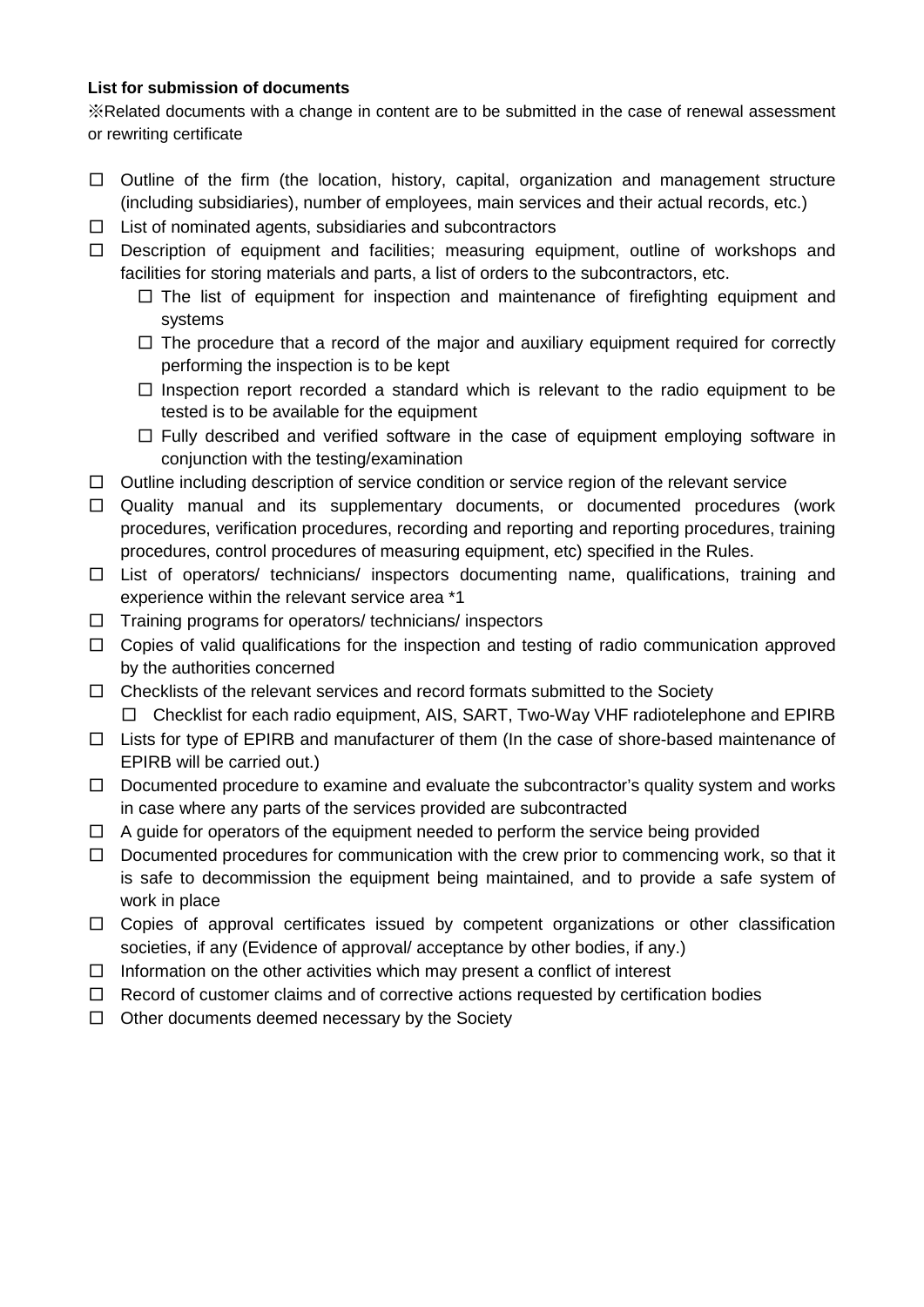**List for submission of documents**

※Related documents with a change in content are to be submitted in the case of renewal assessment or rewriting certificate

- ☐ Outline of the firm (the location, history, capital, organization and management structure (including subsidiaries), number of employees, main services and their actual records, etc.)
- ☐ List of nominated agents, subsidiaries and subcontractors
- ☐ Description of equipment and facilities; measuring equipment, outline of workshops and facilities for storing materials and parts, a list of orders to the subcontractors, etc.
  - ☐ The list of equipment for inspection and maintenance of firefighting equipment and systems
  - ☐ The procedure that a record of the major and auxiliary equipment required for correctly performing the inspection is to be kept
  - ☐ Inspection report recorded a standard which is relevant to the radio equipment to be tested is to be available for the equipment
  - ☐ Fully described and verified software in the case of equipment employing software in conjunction with the testing/examination
- ☐ Outline including description of service condition or service region of the relevant service
- ☐ Quality manual and its supplementary documents, or documented procedures (work procedures, verification procedures, recording and reporting and reporting procedures, training procedures, control procedures of measuring equipment, etc) specified in the Rules.
- ☐ List of operators/ technicians/ inspectors documenting name, qualifications, training and experience within the relevant service area *1
- ☐ Training programs for operators/ technicians/ inspectors
- ☐ Copies of valid qualifications for the inspection and testing of radio communication approved by the authorities concerned
- ☐ Checklists of the relevant services and record formats submitted to the Society
  - ☐ Checklist for each radio equipment, AIS, SART, Two-Way VHF radiotelephone and EPIRB
- ☐ Lists for type of EPIRB and manufacturer of them (In the case of shore-based maintenance of EPIRB will be carried out.)
- ☐ Documented procedure to examine and evaluate the subcontractor's quality system and works in case where any parts of the services provided are subcontracted
- ☐ A guide for operators of the equipment needed to perform the service being provided
- ☐ Documented procedures for communication with the crew prior to commencing work, so that it is safe to decommission the equipment being maintained, and to provide a safe system of work in place
- ☐ Copies of approval certificates issued by competent organizations or other classification societies, if any (Evidence of approval/ acceptance by other bodies, if any.)
- ☐ Information on the other activities which may present a conflict of interest
- ☐ Record of customer claims and of corrective actions requested by certification bodies
- ☐ Other documents deemed necessary by the Society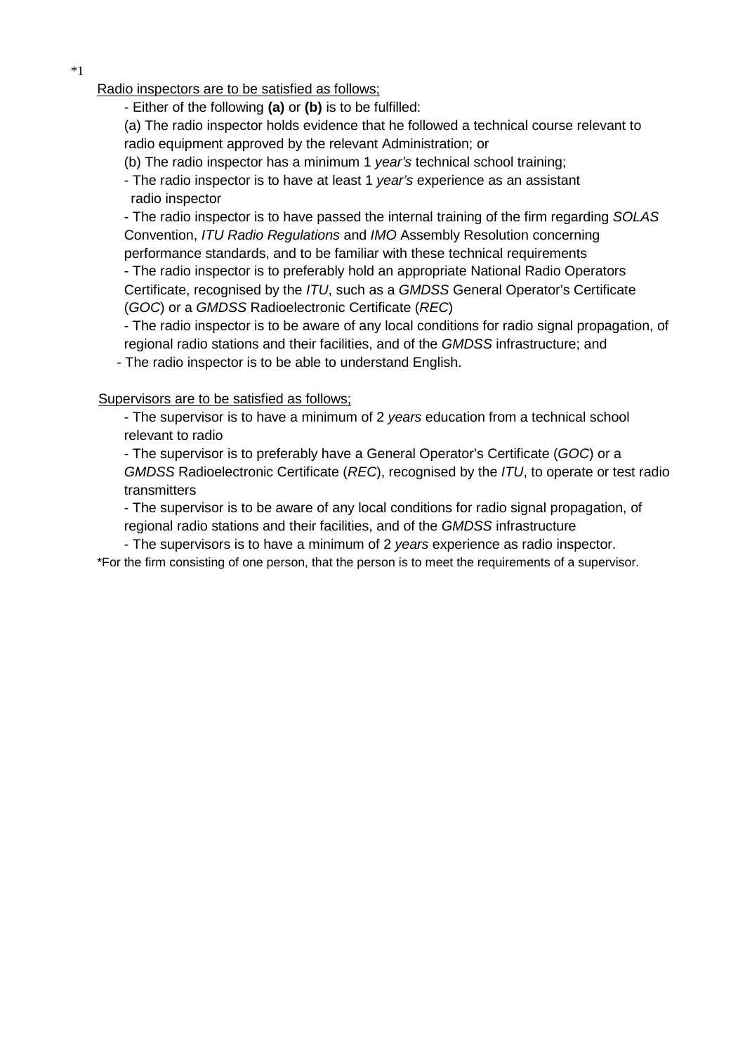*1

Radio inspectors are to be satisfied as follows;

- Either of the following **(a)** or **(b)** is to be fulfilled:

  (a) The radio inspector holds evidence that he followed a technical course relevant to radio equipment approved by the relevant Administration; or

  (b) The radio inspector has a minimum 1 *year's* technical school training;
- The radio inspector is to have at least 1 *year's* experience as an assistant radio inspector
- The radio inspector is to have passed the internal training of the firm regarding *SOLAS* Convention, *ITU Radio Regulations* and *IMO* Assembly Resolution concerning performance standards, and to be familiar with these technical requirements
- The radio inspector is to preferably hold an appropriate National Radio Operators Certificate, recognised by the *ITU*, such as a *GMDSS* General Operator's Certificate (*GOC*) or a *GMDSS* Radioelectronic Certificate (*REC*)
- The radio inspector is to be aware of any local conditions for radio signal propagation, of regional radio stations and their facilities, and of the *GMDSS* infrastructure; and
- The radio inspector is to be able to understand English.

Supervisors are to be satisfied as follows;

- The supervisor is to have a minimum of 2 *years* education from a technical school relevant to radio
- The supervisor is to preferably have a General Operator's Certificate (*GOC*) or a *GMDSS* Radioelectronic Certificate (*REC*), recognised by the *ITU*, to operate or test radio transmitters
- The supervisor is to be aware of any local conditions for radio signal propagation, of regional radio stations and their facilities, and of the *GMDSS* infrastructure
- The supervisors is to have a minimum of 2 *years* experience as radio inspector.

*For the firm consisting of one person, that the person is to meet the requirements of a supervisor.